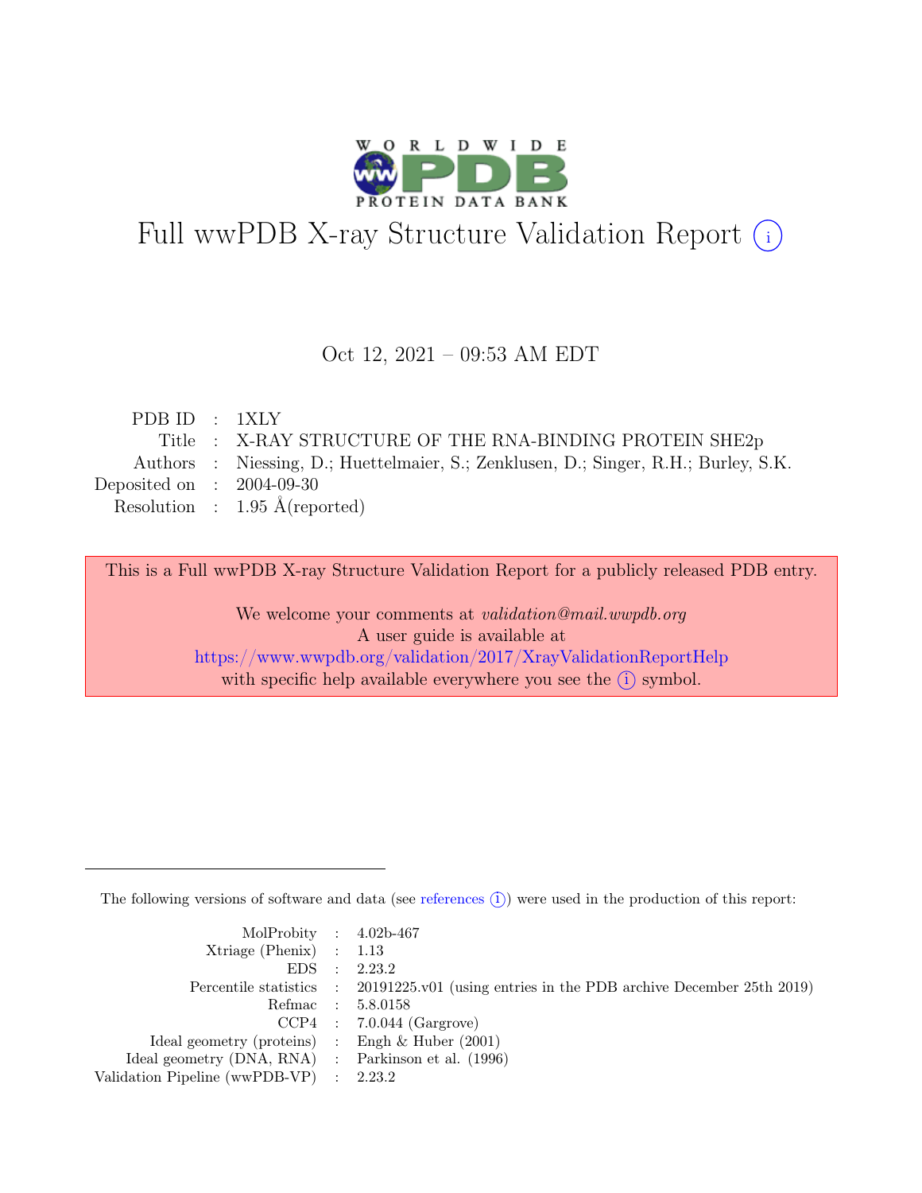# Full wwPDB X-ray Structure Validation Report (i)

Oct 12, 2021 – 09:53 AM EDT

| | | |
|---|---|---|
| PDB ID | : | 1XLY |
| Title | : | X-RAY STRUCTURE OF THE RNA-BINDING PROTEIN SHE2p |
| Authors | : | Niessing, D.; Huettelmaier, S.; Zenklusen, D.; Singer, R.H.; Burley, S.K. |
| Deposited on | : | 2004-09-30 |
| Resolution | : | 1.95 Å(reported) |

This is a Full wwPDB X-ray Structure Validation Report for a publicly released PDB entry.

We welcome your comments at *validation@mail.wwpdb.org*
A user guide is available at
https://www.wwpdb.org/validation/2017/XrayValidationReportHelp
with specific help available everywhere you see the (i) symbol.

---

The following versions of software and data (see references (i)) were used in the production of this report:

| | | |
|---|---|---|
| MolProbity | : | 4.02b-467 |
| Xtriage (Phenix) | : | 1.13 |
| EDS | : | 2.23.2 |
| Percentile statistics | : | 20191225.v01 (using entries in the PDB archive December 25th 2019) |
| Refmac | : | 5.8.0158 |
| CCP4 | : | 7.0.044 (Gargrove) |
| Ideal geometry (proteins) | : | Engh & Huber (2001) |
| Ideal geometry (DNA, RNA) | : | Parkinson et al. (1996) |
| Validation Pipeline (wwPDB-VP) | : | 2.23.2 |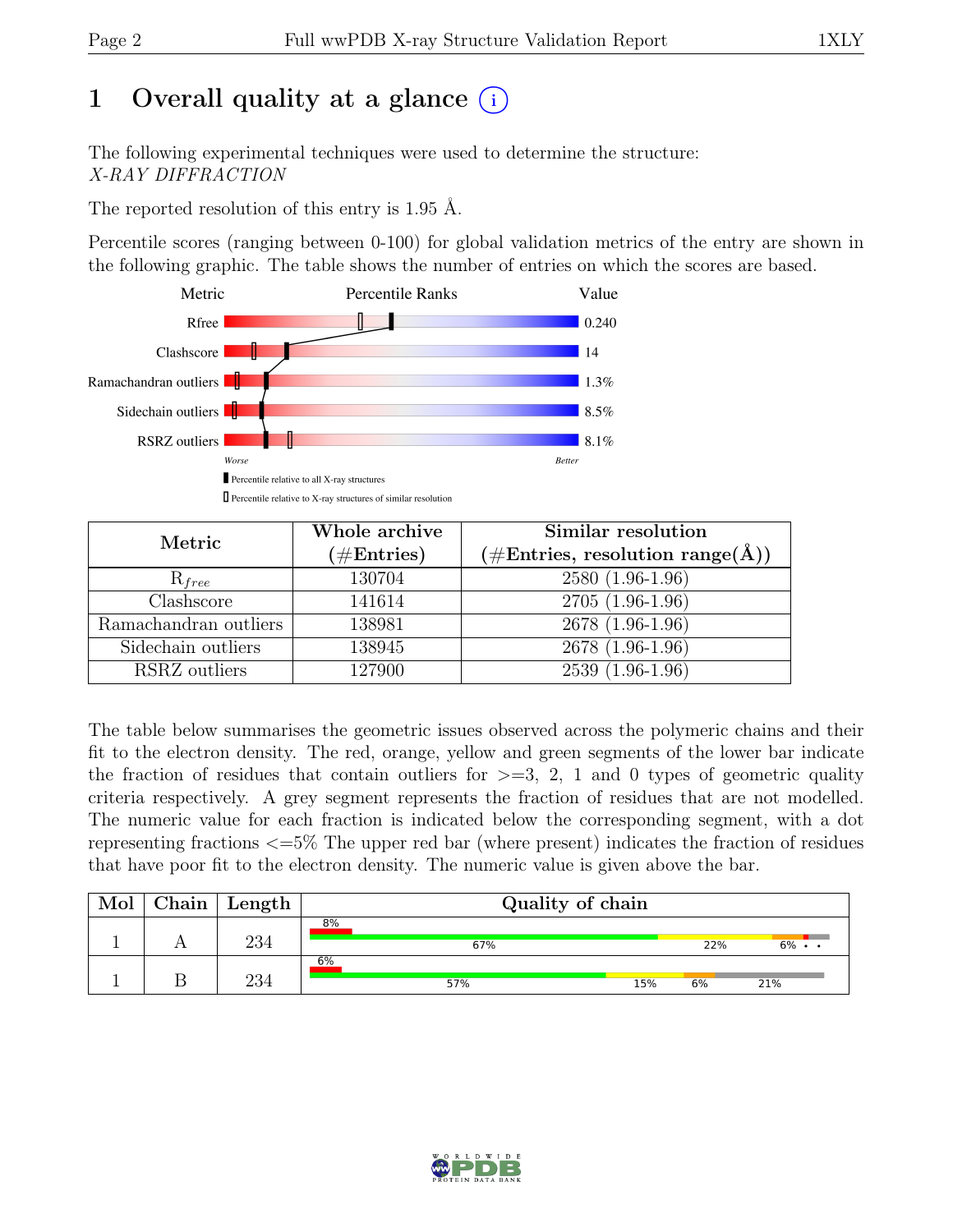# 1 Overall quality at a glance (i)

The following experimental techniques were used to determine the structure:
*X-RAY DIFFRACTION*

The reported resolution of this entry is 1.95 Å.

Percentile scores (ranging between 0-100) for global validation metrics of the entry are shown in the following graphic. The table shows the number of entries on which the scores are based.

| Metric | Value |
|---|---|
| Rfree | 0.240 |
| Clashscore | 14 |
| Ramachandran outliers | 1.3% |
| Sidechain outliers | 8.5% |
| RSRZ outliers | 8.1% |

| Metric | Whole archive (#Entries) | Similar resolution (#Entries, resolution range(Å)) |
|---|---|---|
| $R_{free}$ | 130704 | 2580 (1.96-1.96) |
| Clashscore | 141614 | 2705 (1.96-1.96) |
| Ramachandran outliers | 138981 | 2678 (1.96-1.96) |
| Sidechain outliers | 138945 | 2678 (1.96-1.96) |
| RSRZ outliers | 127900 | 2539 (1.96-1.96) |

The table below summarises the geometric issues observed across the polymeric chains and their fit to the electron density. The red, orange, yellow and green segments of the lower bar indicate the fraction of residues that contain outliers for >=3, 2, 1 and 0 types of geometric quality criteria respectively. A grey segment represents the fraction of residues that are not modelled. The numeric value for each fraction is indicated below the corresponding segment, with a dot representing fractions <=5% The upper red bar (where present) indicates the fraction of residues that have poor fit to the electron density. The numeric value is given above the bar.

| Mol | Chain | Length | Quality of chain |
|---|---|---|---|
| 1 | A | 234 | 8% / 67%, 22%, 6%, •, • |
| 1 | B | 234 | 6% / 57%, 15%, 6%, 21% |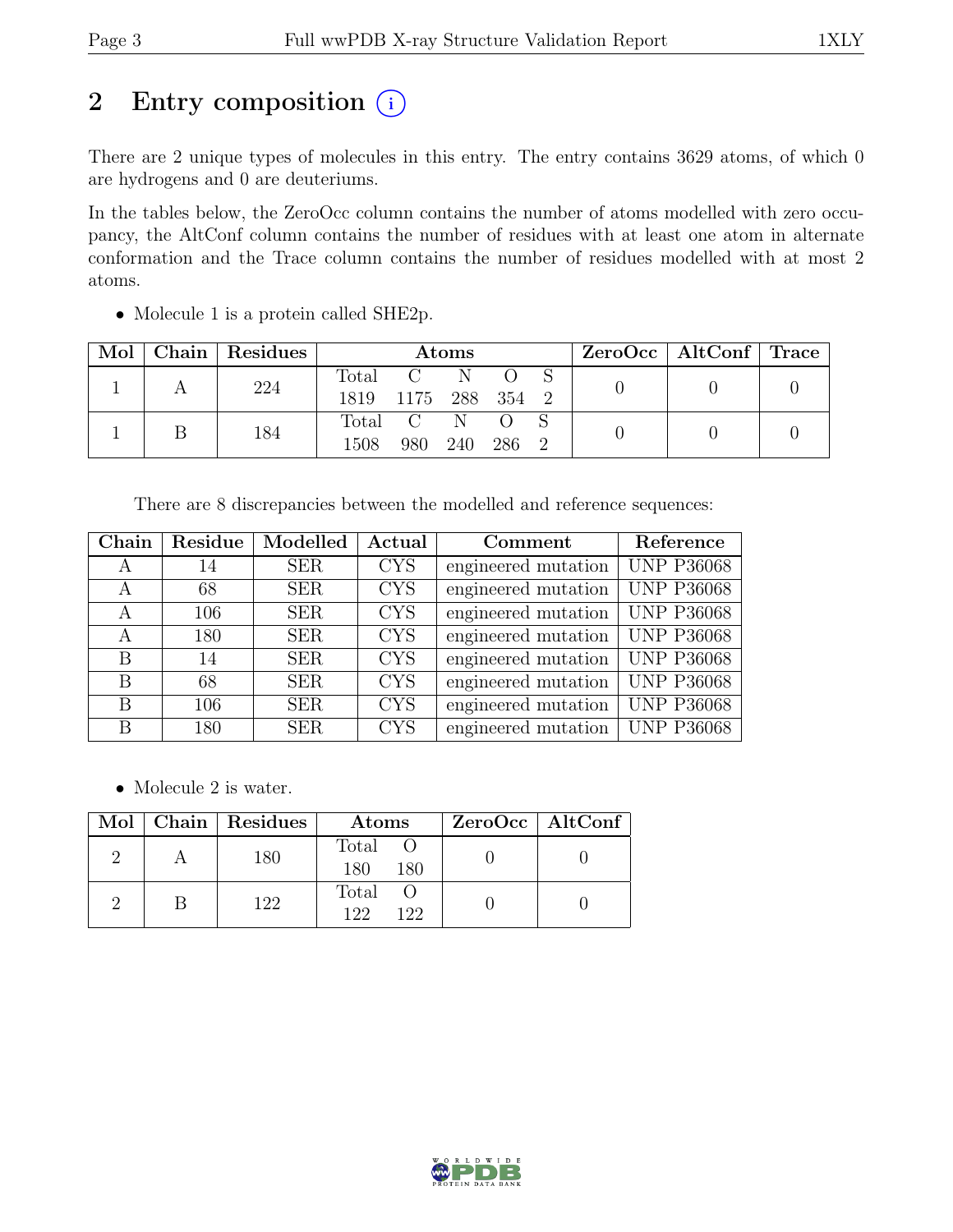# 2 Entry composition (i)

There are 2 unique types of molecules in this entry. The entry contains 3629 atoms, of which 0 are hydrogens and 0 are deuteriums.

In the tables below, the ZeroOcc column contains the number of atoms modelled with zero occupancy, the AltConf column contains the number of residues with at least one atom in alternate conformation and the Trace column contains the number of residues modelled with at most 2 atoms.

- Molecule 1 is a protein called SHE2p.

| Mol | Chain | Residues | Atoms | | | | | ZeroOcc | AltConf | Trace |
|---|---|---|---|---|---|---|---|---|---|---|
| | | | Total | C | N | O | S | | | |
| 1 | A | 224 | 1819 | 1175 | 288 | 354 | 2 | 0 | 0 | 0 |
| 1 | B | 184 | 1508 | 980 | 240 | 286 | 2 | 0 | 0 | 0 |

There are 8 discrepancies between the modelled and reference sequences:

| Chain | Residue | Modelled | Actual | Comment | Reference |
|---|---|---|---|---|---|
| A | 14 | SER | CYS | engineered mutation | UNP P36068 |
| A | 68 | SER | CYS | engineered mutation | UNP P36068 |
| A | 106 | SER | CYS | engineered mutation | UNP P36068 |
| A | 180 | SER | CYS | engineered mutation | UNP P36068 |
| B | 14 | SER | CYS | engineered mutation | UNP P36068 |
| B | 68 | SER | CYS | engineered mutation | UNP P36068 |
| B | 106 | SER | CYS | engineered mutation | UNP P36068 |
| B | 180 | SER | CYS | engineered mutation | UNP P36068 |

- Molecule 2 is water.

| Mol | Chain | Residues | Atoms | | ZeroOcc | AltConf |
|---|---|---|---|---|---|---|
| | | | Total | O | | |
| 2 | A | 180 | 180 | 180 | 0 | 0 |
| 2 | B | 122 | 122 | 122 | 0 | 0 |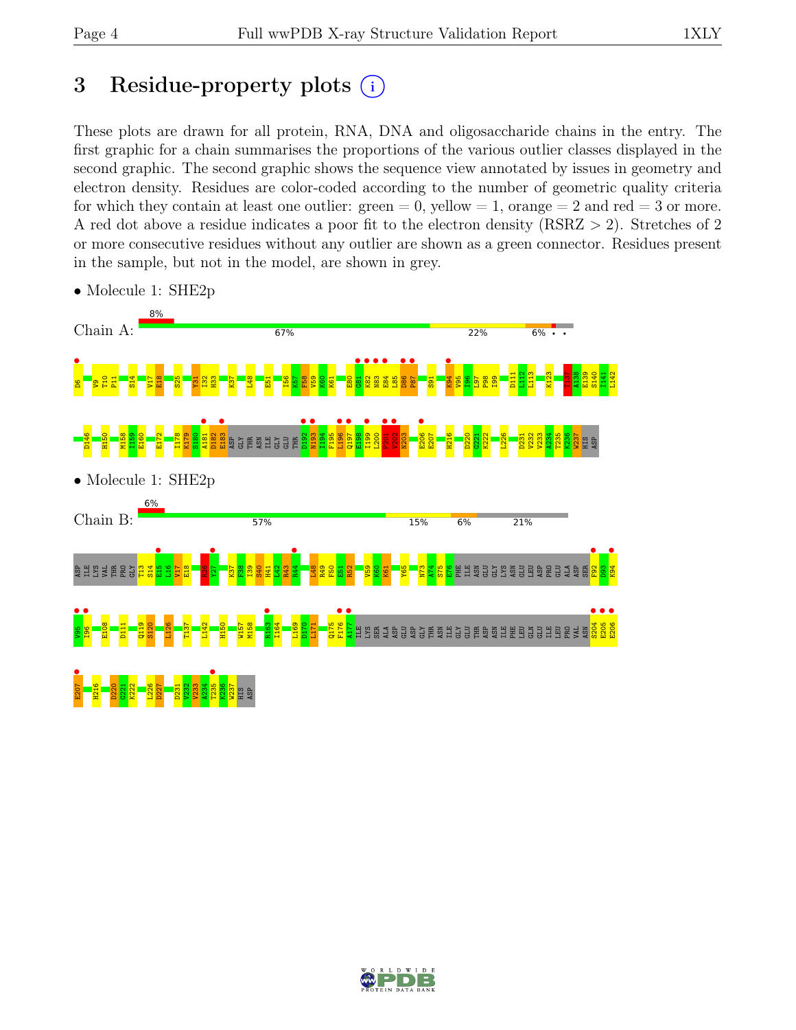# 3 Residue-property plots

These plots are drawn for all protein, RNA, DNA and oligosaccharide chains in the entry. The first graphic for a chain summarises the proportions of the various outlier classes displayed in the second graphic. The second graphic shows the sequence view annotated by issues in geometry and electron density. Residues are color-coded according to the number of geometric quality criteria for which they contain at least one outlier: green = 0, yellow = 1, orange = 2 and red = 3 or more. A red dot above a residue indicates a poor fit to the electron density (RSRZ > 2). Stretches of 2 or more consecutive residues without any outlier are shown as a green connector. Residues present in the sample, but not in the model, are shown in grey.

- Molecule 1: SHE2p

Chain A: 8% | 67% | 22% | 6%

D6 V9 T10 P11 S14 V17 E18 S25 Y31 I32 H33 K37 L48 E51 I56 K57 F58 V59 K60 K61 E80 G81 K82 N83 E84 L85 D86 P87 S91 K94 V95 I96 L97 P98 I99 D111 L112 L113 K123 I137 A138 E139 S140 I141 L142 D146 H150 M158 I159 E160 E172 I178 K179 S180 A181 D182 E183 ASP GLY THR ASN ILE GLY GLU THR D192 N193 I194 F195 L196 Q197 E198 I199 L200 P201 V202 N203 E206 E207 H216 D220 G221 K222 L226 D231 V232 V233 A234 T235 K236 W237 HIS ASP

- Molecule 1: SHE2p

Chain B: 6% | 57% | 15% | 6% | 21%

ASP ILE LYS VAL THR PRO GLY T13 S14 E15 L16 V17 E18 R26 Y27 K37 P38 I39 S40 H41 L42 R43 R44 L48 R49 F50 E51 R52 V59 K60 K61 Y65 N73 A74 S75 E76 PHE ILE ASN GLU GLY LYS ASN GLU LEU ASP PRO GLU ALA ASP SER F92 D93 K94 V95 I96 E108 D111 Q119 S120 L126 T137 L142 H150 W157 M158 R163 I164 L169 D170 L171 Q175 F176 A177 ILE LYS SER ALA ASP GLU ASP GLY THR ASN ILE GLY GLU THR ASP ASN ILE PHE LEU GLN GLU ILE LEU PRO VAL ASN S204 E205 E206 E207 H216 D220 G221 K222 L226 D227 D231 V232 V233 A234 T235 K236 W237 HIS ASP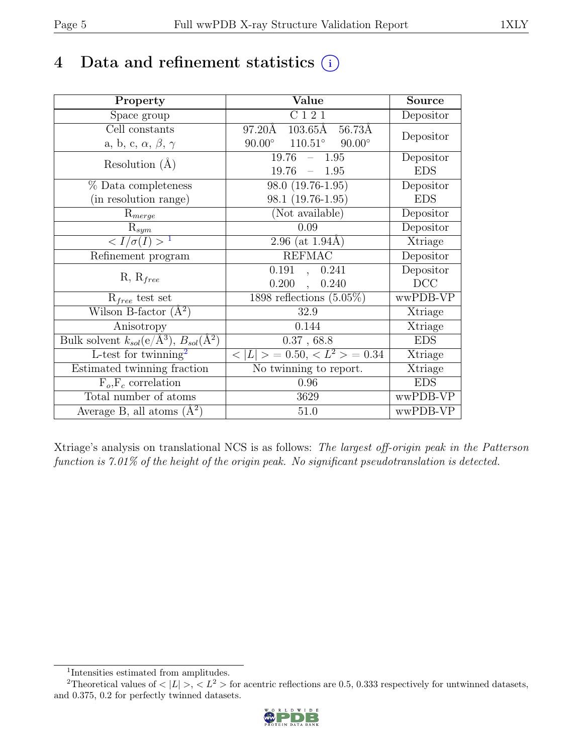# 4 Data and refinement statistics

| Property | Value | Source |
|---|---|---|
| Space group | C 1 2 1 | Depositor |
| Cell constants<br>a, b, c, $\alpha$, $\beta$, $\gamma$ | 97.20Å 103.65Å 56.73Å<br>90.00° 110.51° 90.00° | Depositor |
| Resolution (Å) | 19.76 – 1.95<br>19.76 – 1.95 | Depositor<br>EDS |
| % Data completeness<br>(in resolution range) | 98.0 (19.76-1.95)<br>98.1 (19.76-1.95) | Depositor<br>EDS |
| $R_{merge}$ | (Not available) | Depositor |
| $R_{sym}$ | 0.09 | Depositor |
| $< I/\sigma(I) >$ [1] | 2.96 (at 1.94Å) | Xtriage |
| Refinement program | REFMAC | Depositor |
| R, $R_{free}$ | 0.191 , 0.241<br>0.200 , 0.240 | Depositor<br>DCC |
| $R_{free}$ test set | 1898 reflections (5.05%) | wwPDB-VP |
| Wilson B-factor (Å$^2$) | 32.9 | Xtriage |
| Anisotropy | 0.144 | Xtriage |
| Bulk solvent $k_{sol}$(e/Å$^3$), $B_{sol}$(Å$^2$) | 0.37 , 68.8 | EDS |
| L-test for twinning[2] | $< \|L\| > = 0.50$, $< L^2 > = 0.34$ | Xtriage |
| Estimated twinning fraction | No twinning to report. | Xtriage |
| $F_o$,$F_c$ correlation | 0.96 | EDS |
| Total number of atoms | 3629 | wwPDB-VP |
| Average B, all atoms (Å$^2$) | 51.0 | wwPDB-VP |

Xtriage's analysis on translational NCS is as follows: *The largest off-origin peak in the Patterson function is 7.01% of the height of the origin peak. No significant pseudotranslation is detected.*

[1] Intensities estimated from amplitudes.

[2] Theoretical values of $< |L| >$, $< L^2 >$ for acentric reflections are 0.5, 0.333 respectively for untwinned datasets, and 0.375, 0.2 for perfectly twinned datasets.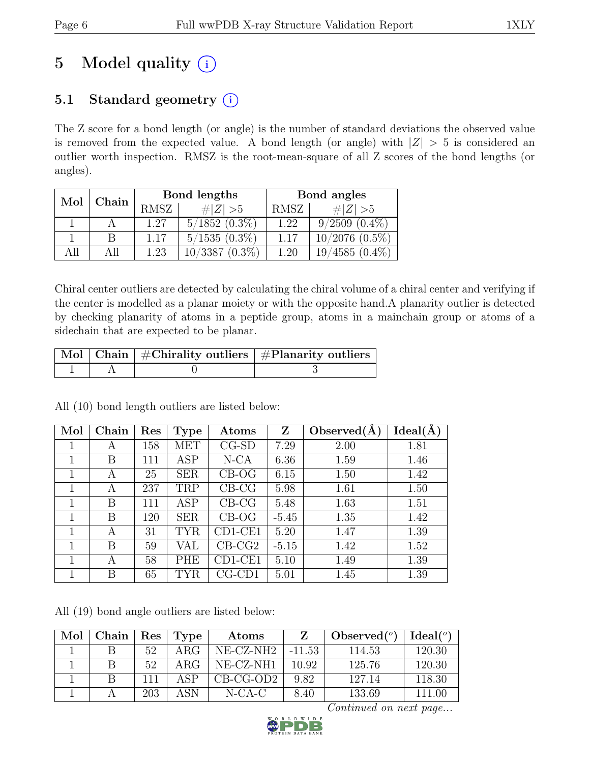# 5 Model quality (i)

## 5.1 Standard geometry (i)

The Z score for a bond length (or angle) is the number of standard deviations the observed value is removed from the expected value. A bond length (or angle) with $|Z| > 5$ is considered an outlier worth inspection. RMSZ is the root-mean-square of all Z scores of the bond lengths (or angles).

| Mol | Chain | Bond lengths | | Bond angles | |
|---|---|---|---|---|---|
| | | RMSZ | $\#\|Z\| > 5$ | RMSZ | $\#\|Z\| > 5$ |
| 1 | A | 1.27 | 5/1852 (0.3%) | 1.22 | 9/2509 (0.4%) |
| 1 | B | 1.17 | 5/1535 (0.3%) | 1.17 | 10/2076 (0.5%) |
| All | All | 1.23 | 10/3387 (0.3%) | 1.20 | 19/4585 (0.4%) |

Chiral center outliers are detected by calculating the chiral volume of a chiral center and verifying if the center is modelled as a planar moiety or with the opposite hand.A planarity outlier is detected by checking planarity of atoms in a peptide group, atoms in a mainchain group or atoms of a sidechain that are expected to be planar.

| Mol | Chain | #Chirality outliers | #Planarity outliers |
|---|---|---|---|
| 1 | A | 0 | 3 |

All (10) bond length outliers are listed below:

| Mol | Chain | Res | Type | Atoms | Z | Observed(Å) | Ideal(Å) |
|---|---|---|---|---|---|---|---|
| 1 | A | 158 | MET | CG-SD | 7.29 | 2.00 | 1.81 |
| 1 | B | 111 | ASP | N-CA | 6.36 | 1.59 | 1.46 |
| 1 | A | 25 | SER | CB-OG | 6.15 | 1.50 | 1.42 |
| 1 | A | 237 | TRP | CB-CG | 5.98 | 1.61 | 1.50 |
| 1 | B | 111 | ASP | CB-CG | 5.48 | 1.63 | 1.51 |
| 1 | B | 120 | SER | CB-OG | -5.45 | 1.35 | 1.42 |
| 1 | A | 31 | TYR | CD1-CE1 | 5.20 | 1.47 | 1.39 |
| 1 | B | 59 | VAL | CB-CG2 | -5.15 | 1.42 | 1.52 |
| 1 | A | 58 | PHE | CD1-CE1 | 5.10 | 1.49 | 1.39 |
| 1 | B | 65 | TYR | CG-CD1 | 5.01 | 1.45 | 1.39 |

All (19) bond angle outliers are listed below:

| Mol | Chain | Res | Type | Atoms | Z | Observed(°) | Ideal(°) |
|---|---|---|---|---|---|---|---|
| 1 | B | 52 | ARG | NE-CZ-NH2 | -11.53 | 114.53 | 120.30 |
| 1 | B | 52 | ARG | NE-CZ-NH1 | 10.92 | 125.76 | 120.30 |
| 1 | B | 111 | ASP | CB-CG-OD2 | 9.82 | 127.14 | 118.30 |
| 1 | A | 203 | ASN | N-CA-C | 8.40 | 133.69 | 111.00 |

*Continued on next page...*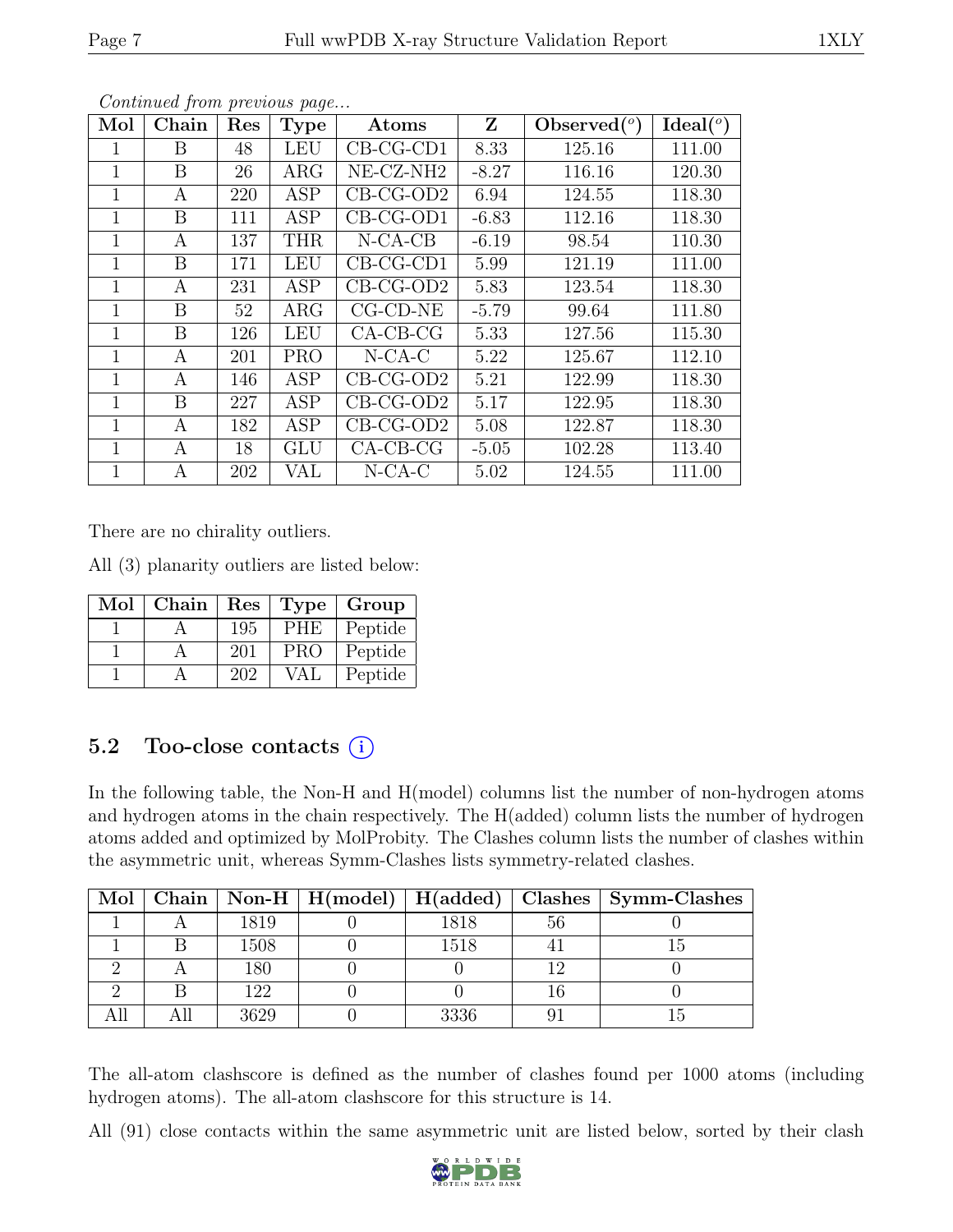*Continued from previous page...*

| Mol | Chain | Res | Type | Atoms | Z | Observed(°) | Ideal(°) |
|---|---|---|---|---|---|---|---|
| 1 | B | 48 | LEU | CB-CG-CD1 | 8.33 | 125.16 | 111.00 |
| 1 | B | 26 | ARG | NE-CZ-NH2 | -8.27 | 116.16 | 120.30 |
| 1 | A | 220 | ASP | CB-CG-OD2 | 6.94 | 124.55 | 118.30 |
| 1 | B | 111 | ASP | CB-CG-OD1 | -6.83 | 112.16 | 118.30 |
| 1 | A | 137 | THR | N-CA-CB | -6.19 | 98.54 | 110.30 |
| 1 | B | 171 | LEU | CB-CG-CD1 | 5.99 | 121.19 | 111.00 |
| 1 | A | 231 | ASP | CB-CG-OD2 | 5.83 | 123.54 | 118.30 |
| 1 | B | 52 | ARG | CG-CD-NE | -5.79 | 99.64 | 111.80 |
| 1 | B | 126 | LEU | CA-CB-CG | 5.33 | 127.56 | 115.30 |
| 1 | A | 201 | PRO | N-CA-C | 5.22 | 125.67 | 112.10 |
| 1 | A | 146 | ASP | CB-CG-OD2 | 5.21 | 122.99 | 118.30 |
| 1 | B | 227 | ASP | CB-CG-OD2 | 5.17 | 122.95 | 118.30 |
| 1 | A | 182 | ASP | CB-CG-OD2 | 5.08 | 122.87 | 118.30 |
| 1 | A | 18 | GLU | CA-CB-CG | -5.05 | 102.28 | 113.40 |
| 1 | A | 202 | VAL | N-CA-C | 5.02 | 124.55 | 111.00 |

There are no chirality outliers.

All (3) planarity outliers are listed below:

| Mol | Chain | Res | Type | Group |
|---|---|---|---|---|
| 1 | A | 195 | PHE | Peptide |
| 1 | A | 201 | PRO | Peptide |
| 1 | A | 202 | VAL | Peptide |

## 5.2 Too-close contacts (i)

In the following table, the Non-H and H(model) columns list the number of non-hydrogen atoms and hydrogen atoms in the chain respectively. The H(added) column lists the number of hydrogen atoms added and optimized by MolProbity. The Clashes column lists the number of clashes within the asymmetric unit, whereas Symm-Clashes lists symmetry-related clashes.

| Mol | Chain | Non-H | H(model) | H(added) | Clashes | Symm-Clashes |
|---|---|---|---|---|---|---|
| 1 | A | 1819 | 0 | 1818 | 56 | 0 |
| 1 | B | 1508 | 0 | 1518 | 41 | 15 |
| 2 | A | 180 | 0 | 0 | 12 | 0 |
| 2 | B | 122 | 0 | 0 | 16 | 0 |
| All | All | 3629 | 0 | 3336 | 91 | 15 |

The all-atom clashscore is defined as the number of clashes found per 1000 atoms (including hydrogen atoms). The all-atom clashscore for this structure is 14.

All (91) close contacts within the same asymmetric unit are listed below, sorted by their clash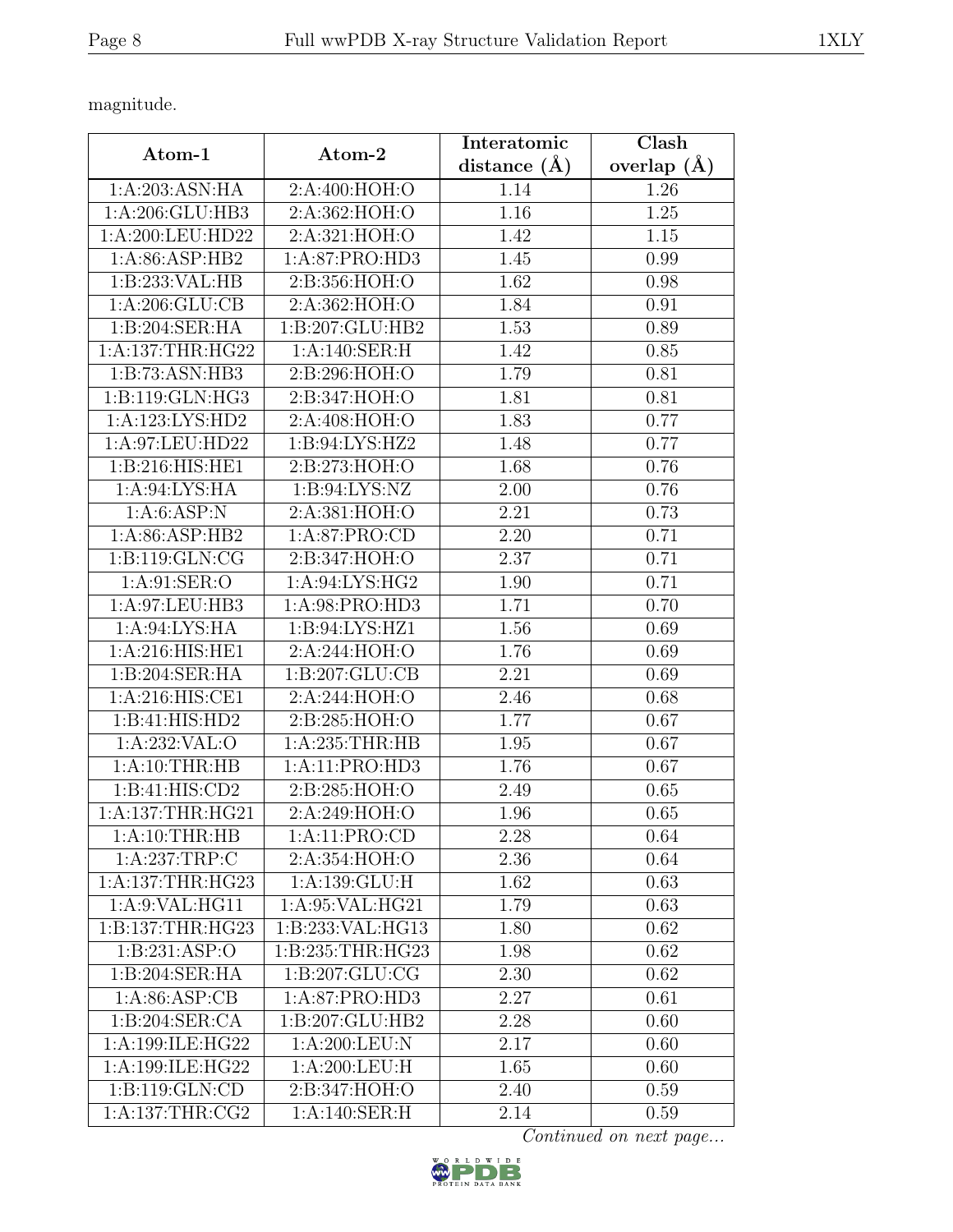magnitude.

| Atom-1 | Atom-2 | Interatomic distance (Å) | Clash overlap (Å) |
|---|---|---|---|
| 1:A:203:ASN:HA | 2:A:400:HOH:O | 1.14 | 1.26 |
| 1:A:206:GLU:HB3 | 2:A:362:HOH:O | 1.16 | 1.25 |
| 1:A:200:LEU:HD22 | 2:A:321:HOH:O | 1.42 | 1.15 |
| 1:A:86:ASP:HB2 | 1:A:87:PRO:HD3 | 1.45 | 0.99 |
| 1:B:233:VAL:HB | 2:B:356:HOH:O | 1.62 | 0.98 |
| 1:A:206:GLU:CB | 2:A:362:HOH:O | 1.84 | 0.91 |
| 1:B:204:SER:HA | 1:B:207:GLU:HB2 | 1.53 | 0.89 |
| 1:A:137:THR:HG22 | 1:A:140:SER:H | 1.42 | 0.85 |
| 1:B:73:ASN:HB3 | 2:B:296:HOH:O | 1.79 | 0.81 |
| 1:B:119:GLN:HG3 | 2:B:347:HOH:O | 1.81 | 0.81 |
| 1:A:123:LYS:HD2 | 2:A:408:HOH:O | 1.83 | 0.77 |
| 1:A:97:LEU:HD22 | 1:B:94:LYS:HZ2 | 1.48 | 0.77 |
| 1:B:216:HIS:HE1 | 2:B:273:HOH:O | 1.68 | 0.76 |
| 1:A:94:LYS:HA | 1:B:94:LYS:NZ | 2.00 | 0.76 |
| 1:A:6:ASP:N | 2:A:381:HOH:O | 2.21 | 0.73 |
| 1:A:86:ASP:HB2 | 1:A:87:PRO:CD | 2.20 | 0.71 |
| 1:B:119:GLN:CG | 2:B:347:HOH:O | 2.37 | 0.71 |
| 1:A:91:SER:O | 1:A:94:LYS:HG2 | 1.90 | 0.71 |
| 1:A:97:LEU:HB3 | 1:A:98:PRO:HD3 | 1.71 | 0.70 |
| 1:A:94:LYS:HA | 1:B:94:LYS:HZ1 | 1.56 | 0.69 |
| 1:A:216:HIS:HE1 | 2:A:244:HOH:O | 1.76 | 0.69 |
| 1:B:204:SER:HA | 1:B:207:GLU:CB | 2.21 | 0.69 |
| 1:A:216:HIS:CE1 | 2:A:244:HOH:O | 2.46 | 0.68 |
| 1:B:41:HIS:HD2 | 2:B:285:HOH:O | 1.77 | 0.67 |
| 1:A:232:VAL:O | 1:A:235:THR:HB | 1.95 | 0.67 |
| 1:A:10:THR:HB | 1:A:11:PRO:HD3 | 1.76 | 0.67 |
| 1:B:41:HIS:CD2 | 2:B:285:HOH:O | 2.49 | 0.65 |
| 1:A:137:THR:HG21 | 2:A:249:HOH:O | 1.96 | 0.65 |
| 1:A:10:THR:HB | 1:A:11:PRO:CD | 2.28 | 0.64 |
| 1:A:237:TRP:C | 2:A:354:HOH:O | 2.36 | 0.64 |
| 1:A:137:THR:HG23 | 1:A:139:GLU:H | 1.62 | 0.63 |
| 1:A:9:VAL:HG11 | 1:A:95:VAL:HG21 | 1.79 | 0.63 |
| 1:B:137:THR:HG23 | 1:B:233:VAL:HG13 | 1.80 | 0.62 |
| 1:B:231:ASP:O | 1:B:235:THR:HG23 | 1.98 | 0.62 |
| 1:B:204:SER:HA | 1:B:207:GLU:CG | 2.30 | 0.62 |
| 1:A:86:ASP:CB | 1:A:87:PRO:HD3 | 2.27 | 0.61 |
| 1:B:204:SER:CA | 1:B:207:GLU:HB2 | 2.28 | 0.60 |
| 1:A:199:ILE:HG22 | 1:A:200:LEU:N | 2.17 | 0.60 |
| 1:A:199:ILE:HG22 | 1:A:200:LEU:H | 1.65 | 0.60 |
| 1:B:119:GLN:CD | 2:B:347:HOH:O | 2.40 | 0.59 |
| 1:A:137:THR:CG2 | 1:A:140:SER:H | 2.14 | 0.59 |

*Continued on next page...*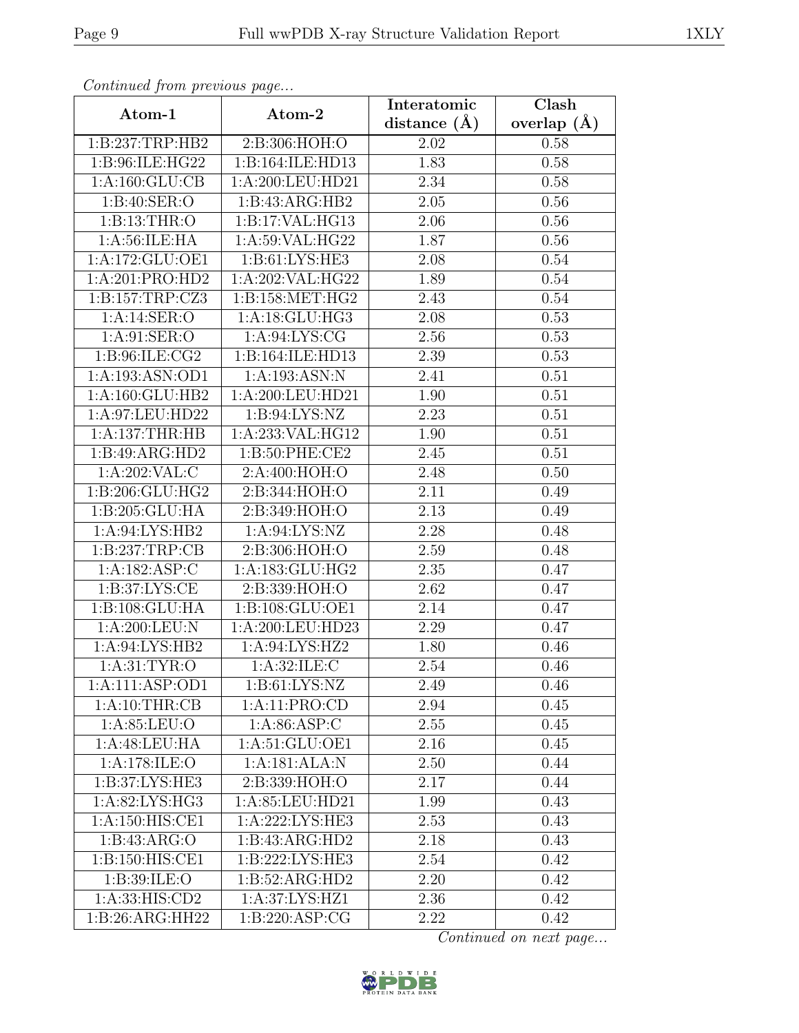*Continued from previous page...*

| Atom-1 | Atom-2 | Interatomic distance (Å) | Clash overlap (Å) |
| --- | --- | --- | --- |
| 1:B:237:TRP:HB2 | 2:B:306:HOH:O | 2.02 | 0.58 |
| 1:B:96:ILE:HG22 | 1:B:164:ILE:HD13 | 1.83 | 0.58 |
| 1:A:160:GLU:CB | 1:A:200:LEU:HD21 | 2.34 | 0.58 |
| 1:B:40:SER:O | 1:B:43:ARG:HB2 | 2.05 | 0.56 |
| 1:B:13:THR:O | 1:B:17:VAL:HG13 | 2.06 | 0.56 |
| 1:A:56:ILE:HA | 1:A:59:VAL:HG22 | 1.87 | 0.56 |
| 1:A:172:GLU:OE1 | 1:B:61:LYS:HE3 | 2.08 | 0.54 |
| 1:A:201:PRO:HD2 | 1:A:202:VAL:HG22 | 1.89 | 0.54 |
| 1:B:157:TRP:CZ3 | 1:B:158:MET:HG2 | 2.43 | 0.54 |
| 1:A:14:SER:O | 1:A:18:GLU:HG3 | 2.08 | 0.53 |
| 1:A:91:SER:O | 1:A:94:LYS:CG | 2.56 | 0.53 |
| 1:B:96:ILE:CG2 | 1:B:164:ILE:HD13 | 2.39 | 0.53 |
| 1:A:193:ASN:OD1 | 1:A:193:ASN:N | 2.41 | 0.51 |
| 1:A:160:GLU:HB2 | 1:A:200:LEU:HD21 | 1.90 | 0.51 |
| 1:A:97:LEU:HD22 | 1:B:94:LYS:NZ | 2.23 | 0.51 |
| 1:A:137:THR:HB | 1:A:233:VAL:HG12 | 1.90 | 0.51 |
| 1:B:49:ARG:HD2 | 1:B:50:PHE:CE2 | 2.45 | 0.51 |
| 1:A:202:VAL:C | 2:A:400:HOH:O | 2.48 | 0.50 |
| 1:B:206:GLU:HG2 | 2:B:344:HOH:O | 2.11 | 0.49 |
| 1:B:205:GLU:HA | 2:B:349:HOH:O | 2.13 | 0.49 |
| 1:A:94:LYS:HB2 | 1:A:94:LYS:NZ | 2.28 | 0.48 |
| 1:B:237:TRP:CB | 2:B:306:HOH:O | 2.59 | 0.48 |
| 1:A:182:ASP:C | 1:A:183:GLU:HG2 | 2.35 | 0.47 |
| 1:B:37:LYS:CE | 2:B:339:HOH:O | 2.62 | 0.47 |
| 1:B:108:GLU:HA | 1:B:108:GLU:OE1 | 2.14 | 0.47 |
| 1:A:200:LEU:N | 1:A:200:LEU:HD23 | 2.29 | 0.47 |
| 1:A:94:LYS:HB2 | 1:A:94:LYS:HZ2 | 1.80 | 0.46 |
| 1:A:31:TYR:O | 1:A:32:ILE:C | 2.54 | 0.46 |
| 1:A:111:ASP:OD1 | 1:B:61:LYS:NZ | 2.49 | 0.46 |
| 1:A:10:THR:CB | 1:A:11:PRO:CD | 2.94 | 0.45 |
| 1:A:85:LEU:O | 1:A:86:ASP:C | 2.55 | 0.45 |
| 1:A:48:LEU:HA | 1:A:51:GLU:OE1 | 2.16 | 0.45 |
| 1:A:178:ILE:O | 1:A:181:ALA:N | 2.50 | 0.44 |
| 1:B:37:LYS:HE3 | 2:B:339:HOH:O | 2.17 | 0.44 |
| 1:A:82:LYS:HG3 | 1:A:85:LEU:HD21 | 1.99 | 0.43 |
| 1:A:150:HIS:CE1 | 1:A:222:LYS:HE3 | 2.53 | 0.43 |
| 1:B:43:ARG:O | 1:B:43:ARG:HD2 | 2.18 | 0.43 |
| 1:B:150:HIS:CE1 | 1:B:222:LYS:HE3 | 2.54 | 0.42 |
| 1:B:39:ILE:O | 1:B:52:ARG:HD2 | 2.20 | 0.42 |
| 1:A:33:HIS:CD2 | 1:A:37:LYS:HZ1 | 2.36 | 0.42 |
| 1:B:26:ARG:HH22 | 1:B:220:ASP:CG | 2.22 | 0.42 |

*Continued on next page...*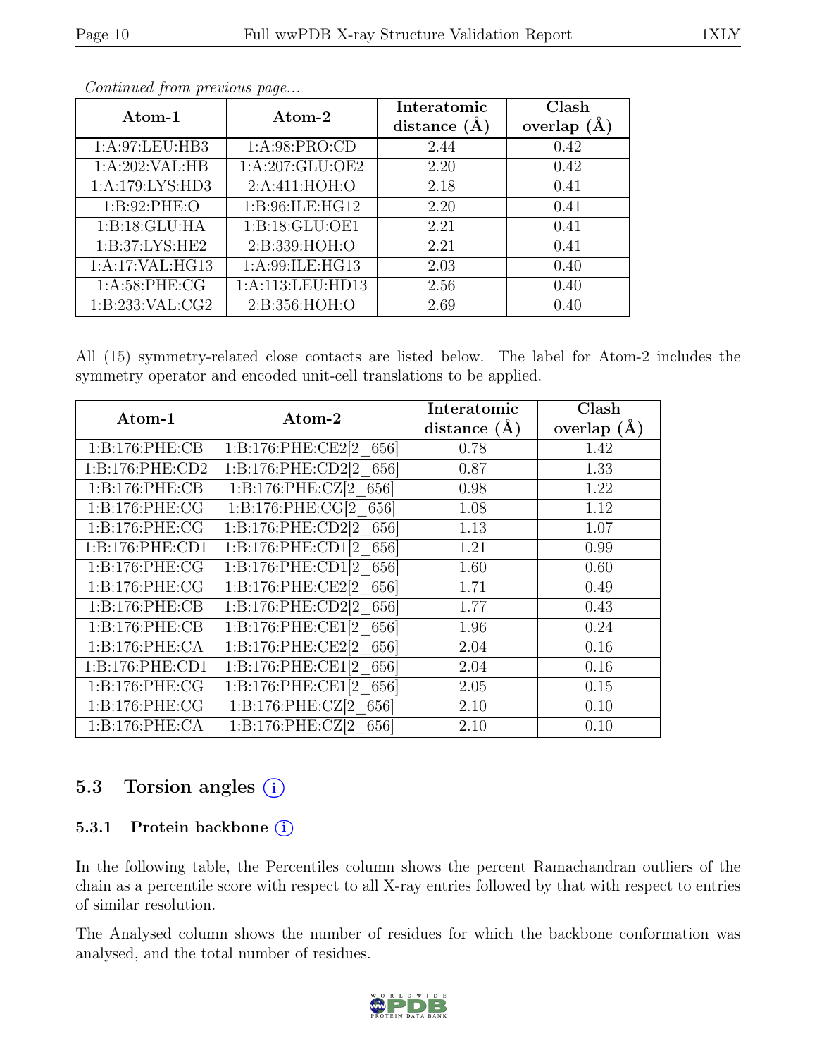*Continued from previous page...*

| Atom-1 | Atom-2 | Interatomic distance (Å) | Clash overlap (Å) |
|---|---|---|---|
| 1:A:97:LEU:HB3 | 1:A:98:PRO:CD | 2.44 | 0.42 |
| 1:A:202:VAL:HB | 1:A:207:GLU:OE2 | 2.20 | 0.42 |
| 1:A:179:LYS:HD3 | 2:A:411:HOH:O | 2.18 | 0.41 |
| 1:B:92:PHE:O | 1:B:96:ILE:HG12 | 2.20 | 0.41 |
| 1:B:18:GLU:HA | 1:B:18:GLU:OE1 | 2.21 | 0.41 |
| 1:B:37:LYS:HE2 | 2:B:339:HOH:O | 2.21 | 0.41 |
| 1:A:17:VAL:HG13 | 1:A:99:ILE:HG13 | 2.03 | 0.40 |
| 1:A:58:PHE:CG | 1:A:113:LEU:HD13 | 2.56 | 0.40 |
| 1:B:233:VAL:CG2 | 2:B:356:HOH:O | 2.69 | 0.40 |

All (15) symmetry-related close contacts are listed below. The label for Atom-2 includes the symmetry operator and encoded unit-cell translations to be applied.

| Atom-1 | Atom-2 | Interatomic distance (Å) | Clash overlap (Å) |
|---|---|---|---|
| 1:B:176:PHE:CB | 1:B:176:PHE:CE2[2_656] | 0.78 | 1.42 |
| 1:B:176:PHE:CD2 | 1:B:176:PHE:CD2[2_656] | 0.87 | 1.33 |
| 1:B:176:PHE:CB | 1:B:176:PHE:CZ[2_656] | 0.98 | 1.22 |
| 1:B:176:PHE:CG | 1:B:176:PHE:CG[2_656] | 1.08 | 1.12 |
| 1:B:176:PHE:CG | 1:B:176:PHE:CD2[2_656] | 1.13 | 1.07 |
| 1:B:176:PHE:CD1 | 1:B:176:PHE:CD1[2_656] | 1.21 | 0.99 |
| 1:B:176:PHE:CG | 1:B:176:PHE:CD1[2_656] | 1.60 | 0.60 |
| 1:B:176:PHE:CG | 1:B:176:PHE:CE2[2_656] | 1.71 | 0.49 |
| 1:B:176:PHE:CB | 1:B:176:PHE:CD2[2_656] | 1.77 | 0.43 |
| 1:B:176:PHE:CB | 1:B:176:PHE:CE1[2_656] | 1.96 | 0.24 |
| 1:B:176:PHE:CA | 1:B:176:PHE:CE2[2_656] | 2.04 | 0.16 |
| 1:B:176:PHE:CD1 | 1:B:176:PHE:CE1[2_656] | 2.04 | 0.16 |
| 1:B:176:PHE:CG | 1:B:176:PHE:CE1[2_656] | 2.05 | 0.15 |
| 1:B:176:PHE:CG | 1:B:176:PHE:CZ[2_656] | 2.10 | 0.10 |
| 1:B:176:PHE:CA | 1:B:176:PHE:CZ[2_656] | 2.10 | 0.10 |

## 5.3 Torsion angles (i)

### 5.3.1 Protein backbone (i)

In the following table, the Percentiles column shows the percent Ramachandran outliers of the chain as a percentile score with respect to all X-ray entries followed by that with respect to entries of similar resolution.

The Analysed column shows the number of residues for which the backbone conformation was analysed, and the total number of residues.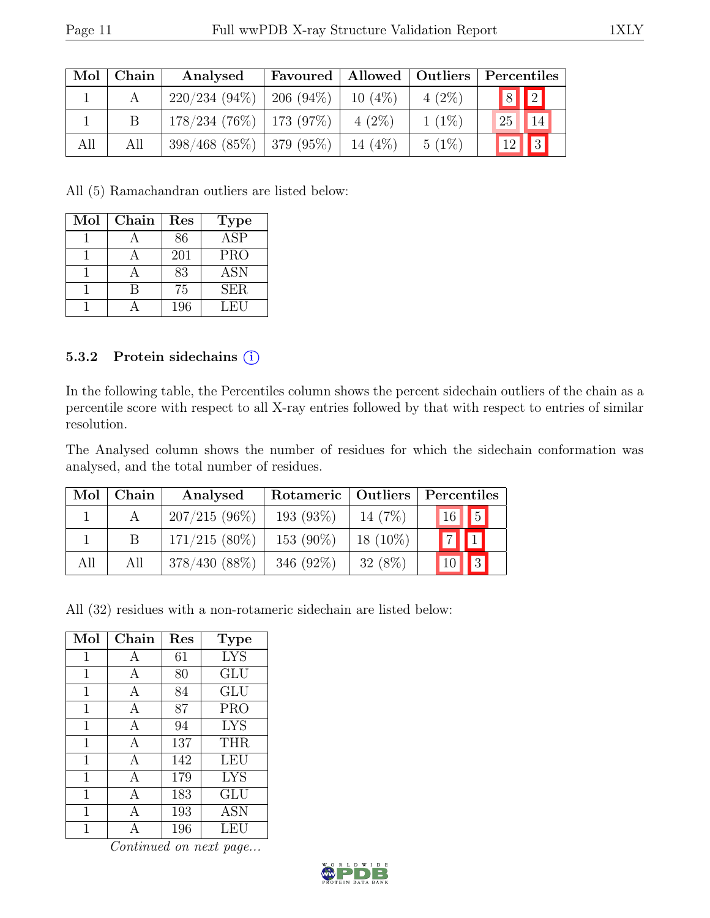| Mol | Chain | Analysed | Favoured | Allowed | Outliers | Percentiles | |
|---|---|---|---|---|---|---|---|
| 1 | A | 220/234 (94%) | 206 (94%) | 10 (4%) | 4 (2%) | 8 | 2 |
| 1 | B | 178/234 (76%) | 173 (97%) | 4 (2%) | 1 (1%) | 25 | 14 |
| All | All | 398/468 (85%) | 379 (95%) | 14 (4%) | 5 (1%) | 12 | 3 |

All (5) Ramachandran outliers are listed below:

| Mol | Chain | Res | Type |
|---|---|---|---|
| 1 | A | 86 | ASP |
| 1 | A | 201 | PRO |
| 1 | A | 83 | ASN |
| 1 | B | 75 | SER |
| 1 | A | 196 | LEU |

### 5.3.2 Protein sidechains (i)

In the following table, the Percentiles column shows the percent sidechain outliers of the chain as a percentile score with respect to all X-ray entries followed by that with respect to entries of similar resolution.

The Analysed column shows the number of residues for which the sidechain conformation was analysed, and the total number of residues.

| Mol | Chain | Analysed | Rotameric | Outliers | Percentiles | |
|---|---|---|---|---|---|---|
| 1 | A | 207/215 (96%) | 193 (93%) | 14 (7%) | 16 | 5 |
| 1 | B | 171/215 (80%) | 153 (90%) | 18 (10%) | 7 | 1 |
| All | All | 378/430 (88%) | 346 (92%) | 32 (8%) | 10 | 3 |

All (32) residues with a non-rotameric sidechain are listed below:

| Mol | Chain | Res | Type |
|---|---|---|---|
| 1 | A | 61 | LYS |
| 1 | A | 80 | GLU |
| 1 | A | 84 | GLU |
| 1 | A | 87 | PRO |
| 1 | A | 94 | LYS |
| 1 | A | 137 | THR |
| 1 | A | 142 | LEU |
| 1 | A | 179 | LYS |
| 1 | A | 183 | GLU |
| 1 | A | 193 | ASN |
| 1 | A | 196 | LEU |

*Continued on next page...*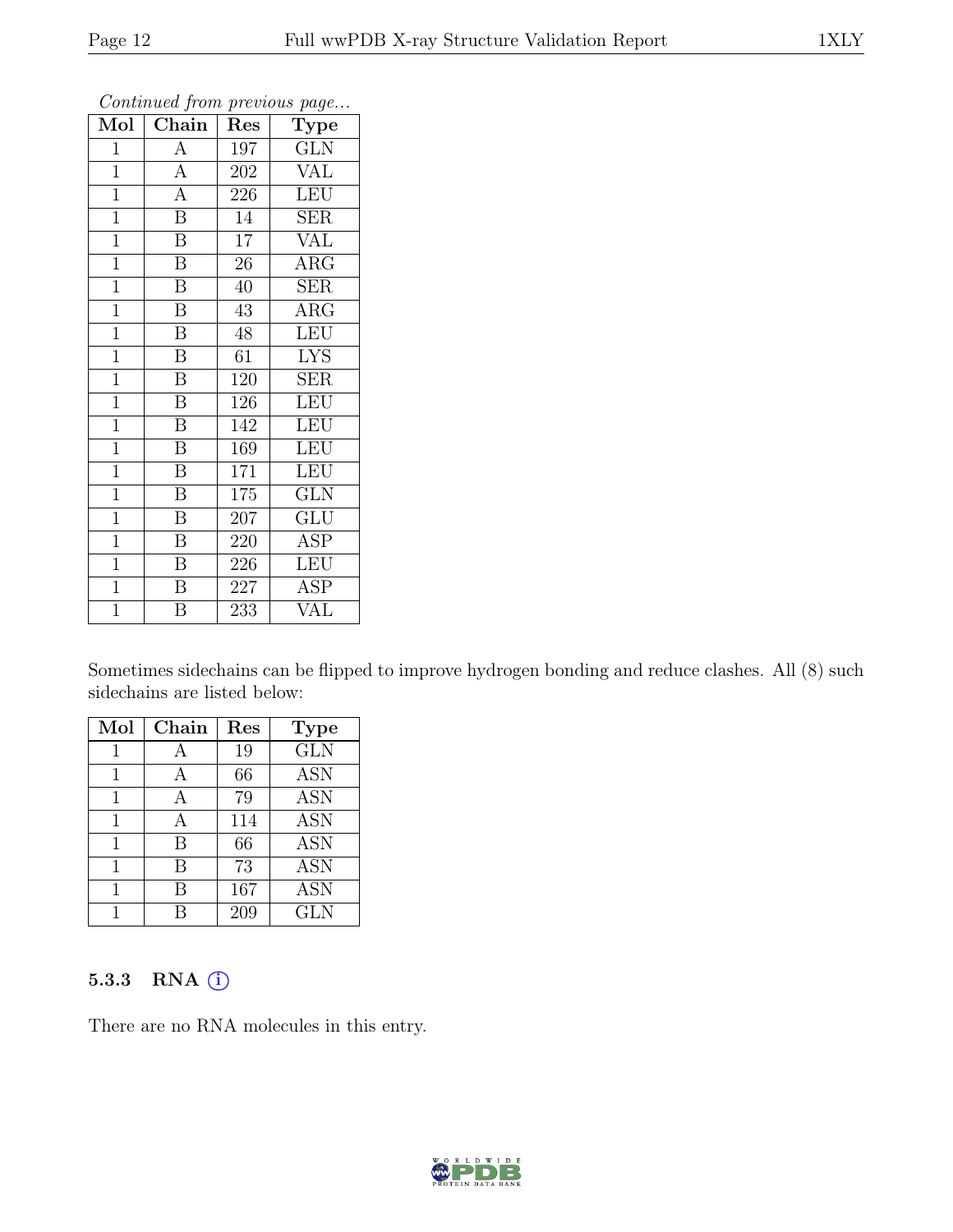*Continued from previous page...*

| Mol | Chain | Res | Type |
|---|---|---|---|
| 1 | A | 197 | GLN |
| 1 | A | 202 | VAL |
| 1 | A | 226 | LEU |
| 1 | B | 14 | SER |
| 1 | B | 17 | VAL |
| 1 | B | 26 | ARG |
| 1 | B | 40 | SER |
| 1 | B | 43 | ARG |
| 1 | B | 48 | LEU |
| 1 | B | 61 | LYS |
| 1 | B | 120 | SER |
| 1 | B | 126 | LEU |
| 1 | B | 142 | LEU |
| 1 | B | 169 | LEU |
| 1 | B | 171 | LEU |
| 1 | B | 175 | GLN |
| 1 | B | 207 | GLU |
| 1 | B | 220 | ASP |
| 1 | B | 226 | LEU |
| 1 | B | 227 | ASP |
| 1 | B | 233 | VAL |

Sometimes sidechains can be flipped to improve hydrogen bonding and reduce clashes. All (8) such sidechains are listed below:

| Mol | Chain | Res | Type |
|---|---|---|---|
| 1 | A | 19 | GLN |
| 1 | A | 66 | ASN |
| 1 | A | 79 | ASN |
| 1 | A | 114 | ASN |
| 1 | B | 66 | ASN |
| 1 | B | 73 | ASN |
| 1 | B | 167 | ASN |
| 1 | B | 209 | GLN |

### 5.3.3 RNA ⓘ

There are no RNA molecules in this entry.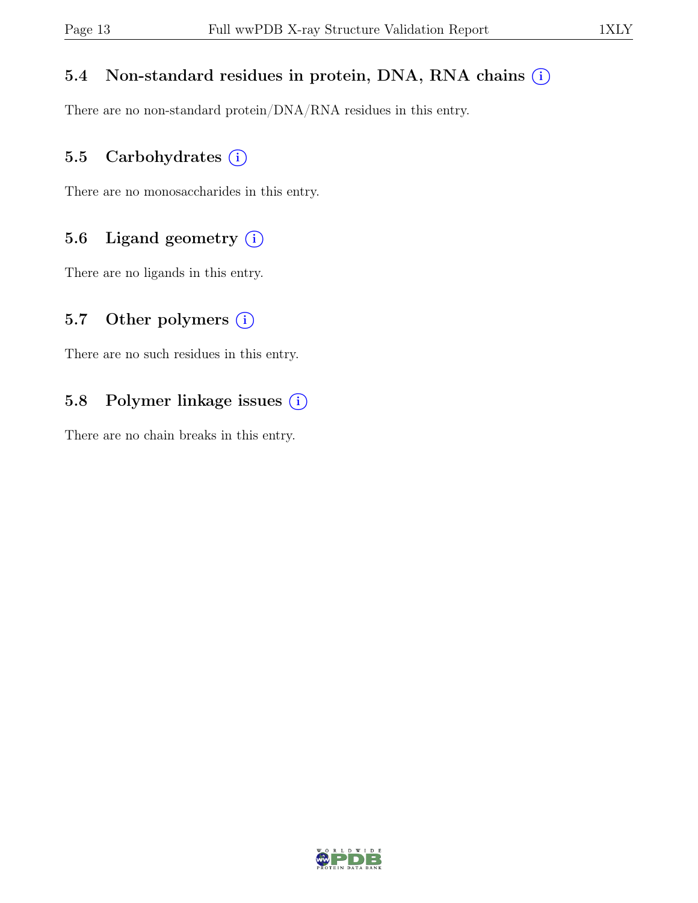### 5.4 Non-standard residues in protein, DNA, RNA chains (i)

There are no non-standard protein/DNA/RNA residues in this entry.

### 5.5 Carbohydrates (i)

There are no monosaccharides in this entry.

### 5.6 Ligand geometry (i)

There are no ligands in this entry.

### 5.7 Other polymers (i)

There are no such residues in this entry.

### 5.8 Polymer linkage issues (i)

There are no chain breaks in this entry.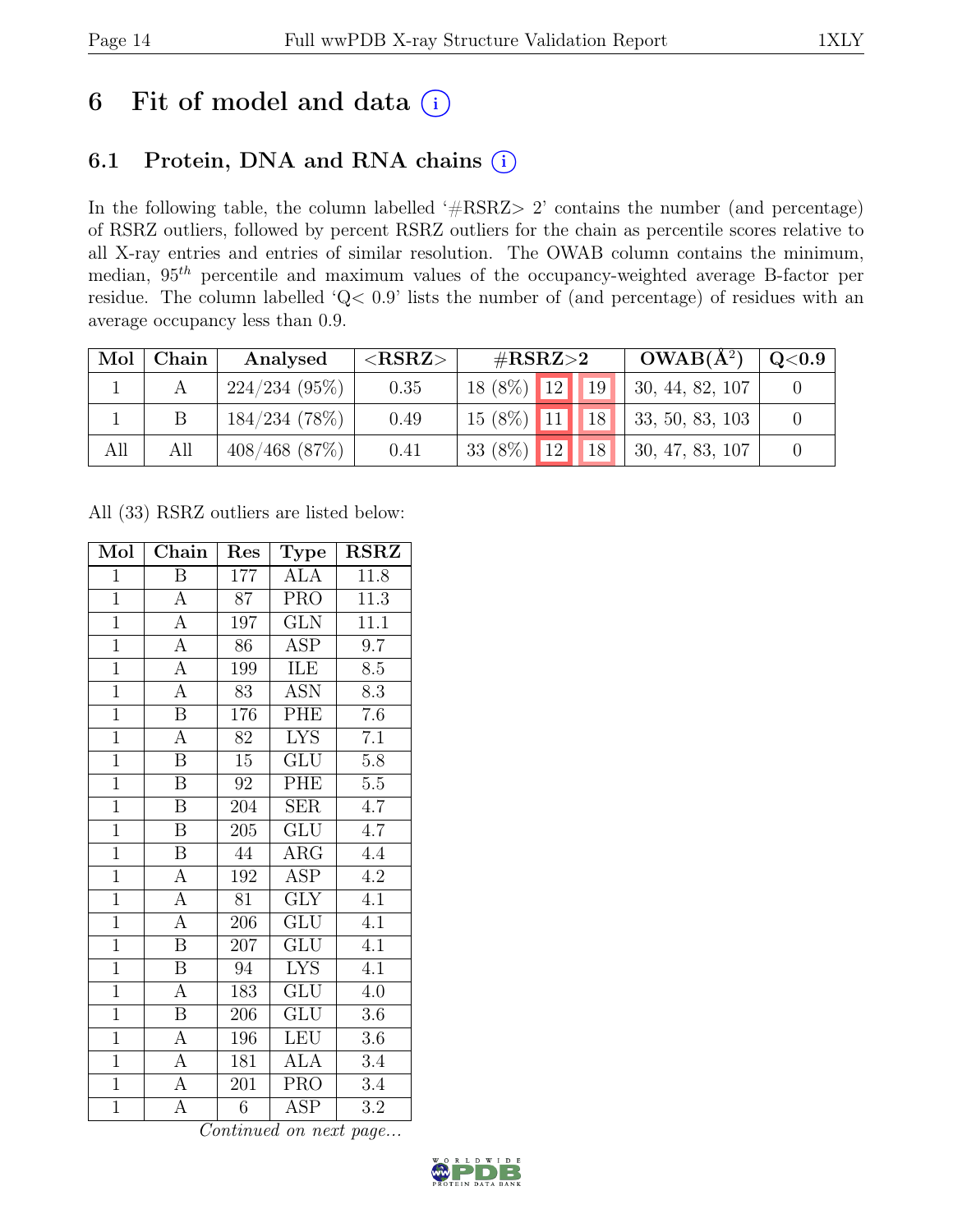# 6 Fit of model and data (i)

## 6.1 Protein, DNA and RNA chains (i)

In the following table, the column labelled '#RSRZ> 2' contains the number (and percentage) of RSRZ outliers, followed by percent RSRZ outliers for the chain as percentile scores relative to all X-ray entries and entries of similar resolution. The OWAB column contains the minimum, median, $95^{th}$ percentile and maximum values of the occupancy-weighted average B-factor per residue. The column labelled 'Q< 0.9' lists the number of (and percentage) of residues with an average occupancy less than 0.9.

| Mol | Chain | Analysed | <RSRZ> | #RSRZ>2 | | | OWAB(Å$^2$) | Q<0.9 |
|---|---|---|---|---|---|---|---|---|
| 1 | A | 224/234 (95%) | 0.35 | 18 (8%) | 12 | 19 | 30, 44, 82, 107 | 0 |
| 1 | B | 184/234 (78%) | 0.49 | 15 (8%) | 11 | 18 | 33, 50, 83, 103 | 0 |
| All | All | 408/468 (87%) | 0.41 | 33 (8%) | 12 | 18 | 30, 47, 83, 107 | 0 |

All (33) RSRZ outliers are listed below:

| Mol | Chain | Res | Type | RSRZ |
|---|---|---|---|---|
| 1 | B | 177 | ALA | 11.8 |
| 1 | A | 87 | PRO | 11.3 |
| 1 | A | 197 | GLN | 11.1 |
| 1 | A | 86 | ASP | 9.7 |
| 1 | A | 199 | ILE | 8.5 |
| 1 | A | 83 | ASN | 8.3 |
| 1 | B | 176 | PHE | 7.6 |
| 1 | A | 82 | LYS | 7.1 |
| 1 | B | 15 | GLU | 5.8 |
| 1 | B | 92 | PHE | 5.5 |
| 1 | B | 204 | SER | 4.7 |
| 1 | B | 205 | GLU | 4.7 |
| 1 | B | 44 | ARG | 4.4 |
| 1 | A | 192 | ASP | 4.2 |
| 1 | A | 81 | GLY | 4.1 |
| 1 | A | 206 | GLU | 4.1 |
| 1 | B | 207 | GLU | 4.1 |
| 1 | B | 94 | LYS | 4.1 |
| 1 | A | 183 | GLU | 4.0 |
| 1 | B | 206 | GLU | 3.6 |
| 1 | A | 196 | LEU | 3.6 |
| 1 | A | 181 | ALA | 3.4 |
| 1 | A | 201 | PRO | 3.4 |
| 1 | A | 6 | ASP | 3.2 |

*Continued on next page...*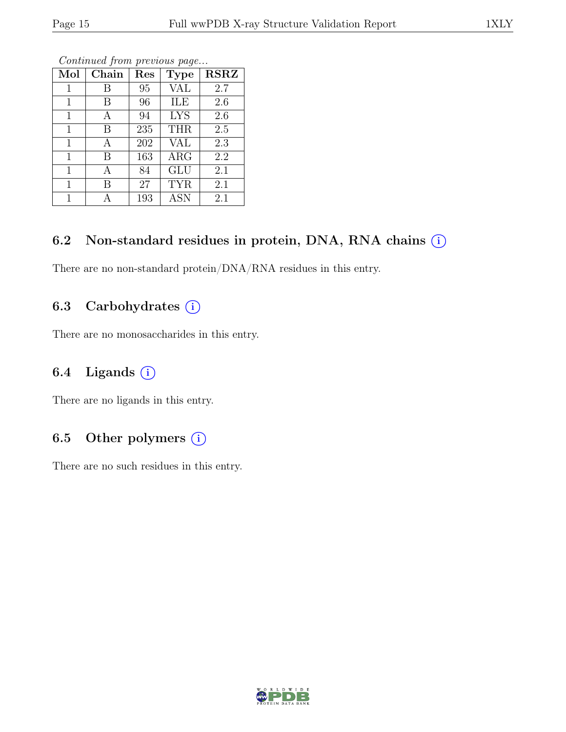*Continued from previous page...*

| Mol | Chain | Res | Type | RSRZ |
|---|---|---|---|---|
| 1 | B | 95 | VAL | 2.7 |
| 1 | B | 96 | ILE | 2.6 |
| 1 | A | 94 | LYS | 2.6 |
| 1 | B | 235 | THR | 2.5 |
| 1 | A | 202 | VAL | 2.3 |
| 1 | B | 163 | ARG | 2.2 |
| 1 | A | 84 | GLU | 2.1 |
| 1 | B | 27 | TYR | 2.1 |
| 1 | A | 193 | ASN | 2.1 |

## 6.2 Non-standard residues in protein, DNA, RNA chains (i)

There are no non-standard protein/DNA/RNA residues in this entry.

## 6.3 Carbohydrates (i)

There are no monosaccharides in this entry.

## 6.4 Ligands (i)

There are no ligands in this entry.

## 6.5 Other polymers (i)

There are no such residues in this entry.